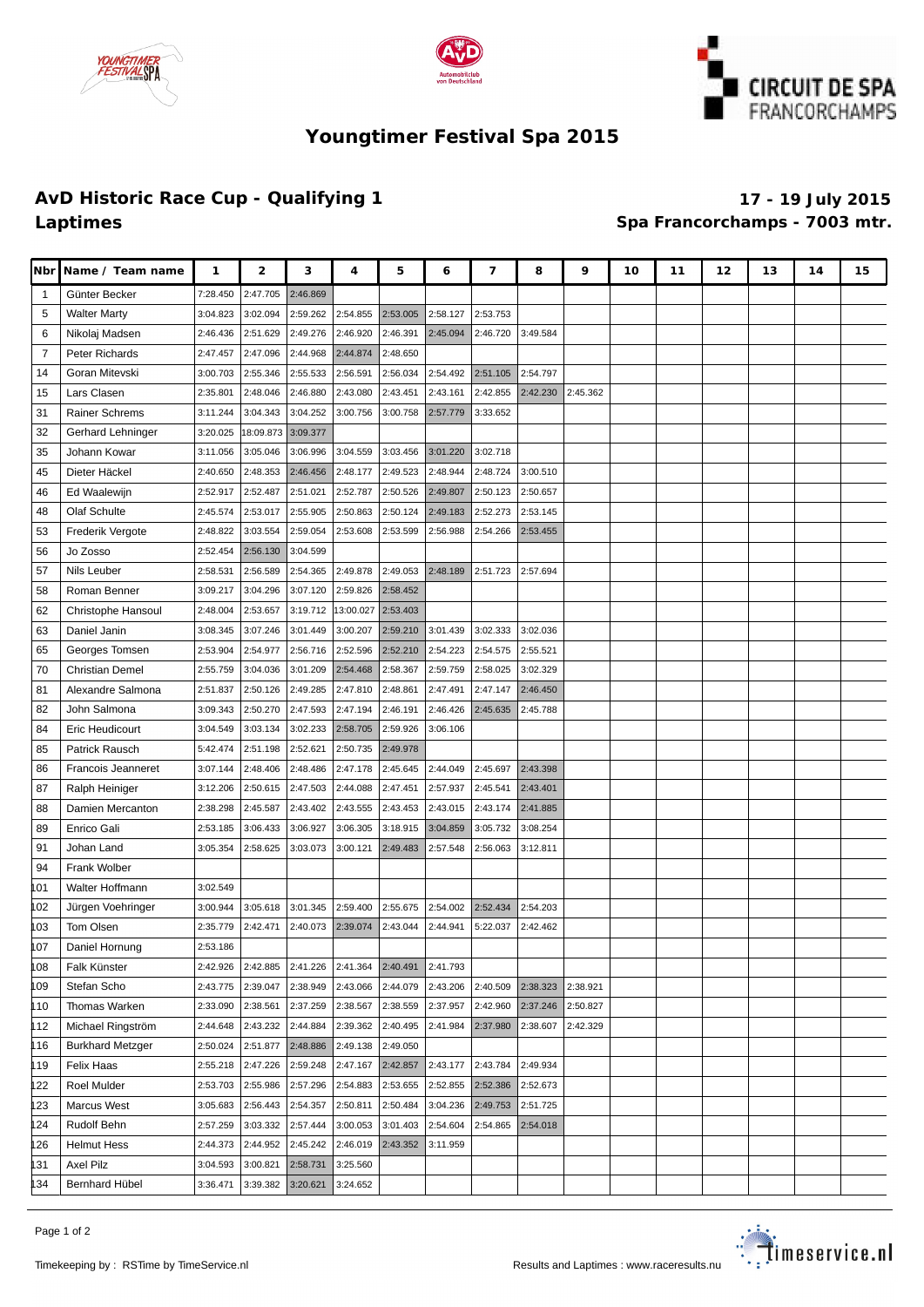# Youngtimer Festival Spa 2015

## AvD Historic Race Cup - Qualifying 1

**17 - 19 July 2015**

## Laptimes

**Spa Francorchamps - 7003 mtr.**

| Nbr | Name / Team name | 1 | 2 | 3 | 4 | 5 | 6 | 7 | 8 | 9 | 10 | 11 | 12 | 13 | 14 | 15 |
|---|---|---|---|---|---|---|---|---|---|---|---|---|---|---|---|---|
| 1 | Günter Becker | 7:28.450 | 2:47.705 | 2:46.869 | | | | | | | | | | | | |
| 5 | Walter Marty | 3:04.823 | 3:02.094 | 2:59.262 | 2:54.855 | 2:53.005 | 2:58.127 | 2:53.753 | | | | | | | | |
| 6 | Nikolaj Madsen | 2:46.436 | 2:51.629 | 2:49.276 | 2:46.920 | 2:46.391 | 2:45.094 | 2:46.720 | 3:49.584 | | | | | | | |
| 7 | Peter Richards | 2:47.457 | 2:47.096 | 2:44.968 | 2:44.874 | 2:48.650 | | | | | | | | | | |
| 14 | Goran Mitevski | 3:00.703 | 2:55.346 | 2:55.533 | 2:56.591 | 2:56.034 | 2:54.492 | 2:51.105 | 2:54.797 | | | | | | | |
| 15 | Lars Clasen | 2:35.801 | 2:48.046 | 2:46.880 | 2:43.080 | 2:43.451 | 2:43.161 | 2:42.855 | 2:42.230 | 2:45.362 | | | | | | |
| 31 | Rainer Schrems | 3:11.244 | 3:04.343 | 3:04.252 | 3:00.756 | 3:00.758 | 2:57.779 | 3:33.652 | | | | | | | | |
| 32 | Gerhard Lehninger | 3:20.025 | 18:09.873 | 3:09.377 | | | | | | | | | | | | |
| 35 | Johann Kowar | 3:11.056 | 3:05.046 | 3:06.996 | 3:04.559 | 3:03.456 | 3:01.220 | 3:02.718 | | | | | | | | |
| 45 | Dieter Häckel | 2:40.650 | 2:48.353 | 2:46.456 | 2:48.177 | 2:49.523 | 2:48.944 | 2:48.724 | 3:00.510 | | | | | | | |
| 46 | Ed Waalewijn | 2:52.917 | 2:52.487 | 2:51.021 | 2:52.787 | 2:50.526 | 2:49.807 | 2:50.123 | 2:50.657 | | | | | | | |
| 48 | Olaf Schulte | 2:45.574 | 2:53.017 | 2:55.905 | 2:50.863 | 2:50.124 | 2:49.183 | 2:52.273 | 2:53.145 | | | | | | | |
| 53 | Frederik Vergote | 2:48.822 | 3:03.554 | 2:59.054 | 2:53.608 | 2:53.599 | 2:56.988 | 2:54.266 | 2:53.455 | | | | | | | |
| 56 | Jo Zosso | 2:52.454 | 2:56.130 | 3:04.599 | | | | | | | | | | | | |
| 57 | Nils Leuber | 2:58.531 | 2:56.589 | 2:54.365 | 2:49.878 | 2:49.053 | 2:48.189 | 2:51.723 | 2:57.694 | | | | | | | |
| 58 | Roman Benner | 3:09.217 | 3:04.296 | 3:07.120 | 2:59.826 | 2:58.452 | | | | | | | | | | |
| 62 | Christophe Hansoul | 2:48.004 | 2:53.657 | 3:19.712 | 13:00.027 | 2:53.403 | | | | | | | | | | |
| 63 | Daniel Janin | 3:08.345 | 3:07.246 | 3:01.449 | 3:00.207 | 2:59.210 | 3:01.439 | 3:02.333 | 3:02.036 | | | | | | | |
| 65 | Georges Tomsen | 2:53.904 | 2:54.977 | 2:56.716 | 2:52.596 | 2:52.210 | 2:54.223 | 2:54.575 | 2:55.521 | | | | | | | |
| 70 | Christian Demel | 2:55.759 | 3:04.036 | 3:01.209 | 2:54.468 | 2:58.367 | 2:59.759 | 2:58.025 | 3:02.329 | | | | | | | |
| 81 | Alexandre Salmona | 2:51.837 | 2:50.126 | 2:49.285 | 2:47.810 | 2:48.861 | 2:47.491 | 2:47.147 | 2:46.450 | | | | | | | |
| 82 | John Salmona | 3:09.343 | 2:50.270 | 2:47.593 | 2:47.194 | 2:46.191 | 2:46.426 | 2:45.635 | 2:45.788 | | | | | | | |
| 84 | Eric Heudicourt | 3:04.549 | 3:03.134 | 3:02.233 | 2:58.705 | 2:59.926 | 3:06.106 | | | | | | | | | |
| 85 | Patrick Rausch | 5:42.474 | 2:51.198 | 2:52.621 | 2:50.735 | 2:49.978 | | | | | | | | | | |
| 86 | Francois Jeanneret | 3:07.144 | 2:48.406 | 2:48.486 | 2:47.178 | 2:45.645 | 2:44.049 | 2:45.697 | 2:43.398 | | | | | | | |
| 87 | Ralph Heiniger | 3:12.206 | 2:50.615 | 2:47.503 | 2:44.088 | 2:47.451 | 2:57.937 | 2:45.541 | 2:43.401 | | | | | | | |
| 88 | Damien Mercanton | 2:38.298 | 2:45.587 | 2:43.402 | 2:43.555 | 2:43.453 | 2:43.015 | 2:43.174 | 2:41.885 | | | | | | | |
| 89 | Enrico Gali | 2:53.185 | 3:06.433 | 3:06.927 | 3:06.305 | 3:18.915 | 3:04.859 | 3:05.732 | 3:08.254 | | | | | | | |
| 91 | Johan Land | 3:05.354 | 2:58.625 | 3:03.073 | 3:00.121 | 2:49.483 | 2:57.548 | 2:56.063 | 3:12.811 | | | | | | | |
| 94 | Frank Wolber | | | | | | | | | | | | | | | |
| 101 | Walter Hoffmann | 3:02.549 | | | | | | | | | | | | | | |
| 102 | Jürgen Voehringer | 3:00.944 | 3:05.618 | 3:01.345 | 2:59.400 | 2:55.675 | 2:54.002 | 2:52.434 | 2:54.203 | | | | | | | |
| 103 | Tom Olsen | 2:35.779 | 2:42.471 | 2:40.073 | 2:39.074 | 2:43.044 | 2:44.941 | 5:22.037 | 2:42.462 | | | | | | | |
| 107 | Daniel Hornung | 2:53.186 | | | | | | | | | | | | | | |
| 108 | Falk Künster | 2:42.926 | 2:42.885 | 2:41.226 | 2:41.364 | 2:40.491 | 2:41.793 | | | | | | | | | |
| 109 | Stefan Scho | 2:43.775 | 2:39.047 | 2:38.949 | 2:43.066 | 2:44.079 | 2:43.206 | 2:40.509 | 2:38.323 | 2:38.921 | | | | | | |
| 110 | Thomas Warken | 2:33.090 | 2:38.561 | 2:37.259 | 2:38.567 | 2:38.559 | 2:37.957 | 2:42.960 | 2:37.246 | 2:50.827 | | | | | | |
| 112 | Michael Ringström | 2:44.648 | 2:43.232 | 2:44.884 | 2:39.362 | 2:40.495 | 2:41.984 | 2:37.980 | 2:38.607 | 2:42.329 | | | | | | |
| 116 | Burkhard Metzger | 2:50.024 | 2:51.877 | 2:48.886 | 2:49.138 | 2:49.050 | | | | | | | | | | |
| 119 | Felix Haas | 2:55.218 | 2:47.226 | 2:59.248 | 2:47.167 | 2:42.857 | 2:43.177 | 2:43.784 | 2:49.934 | | | | | | | |
| 122 | Roel Mulder | 2:53.703 | 2:55.986 | 2:57.296 | 2:54.883 | 2:53.655 | 2:52.855 | 2:52.386 | 2:52.673 | | | | | | | |
| 123 | Marcus West | 3:05.683 | 2:56.443 | 2:54.357 | 2:50.811 | 2:50.484 | 3:04.236 | 2:49.753 | 2:51.725 | | | | | | | |
| 124 | Rudolf Behn | 2:57.259 | 3:03.332 | 2:57.444 | 3:00.053 | 3:01.403 | 2:54.604 | 2:54.865 | 2:54.018 | | | | | | | |
| 126 | Helmut Hess | 2:44.373 | 2:44.952 | 2:45.242 | 2:46.019 | 2:43.352 | 3:11.959 | | | | | | | | | |
| 131 | Axel Pilz | 3:04.593 | 3:00.821 | 2:58.731 | 3:25.560 | | | | | | | | | | | |
| 134 | Bernhard Hübel | 3:36.471 | 3:39.382 | 3:20.621 | 3:24.652 | | | | | | | | | | | |

Timekeeping by : RSTime by TimeService.nl

Results and Laptimes : www.raceresults.nu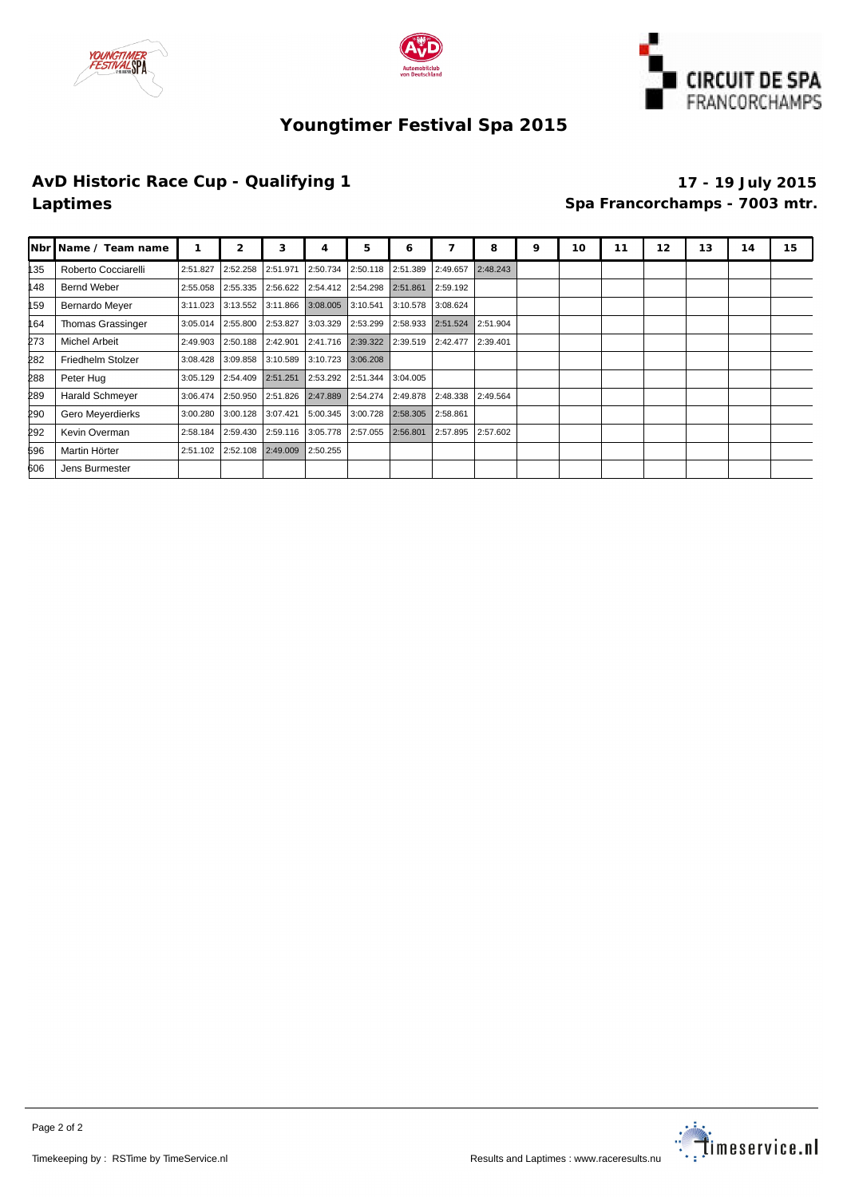# Youngtimer Festival Spa 2015

## AvD Historic Race Cup - Qualifying 1

## Laptimes

**17 - 19 July 2015**

**Spa Francorchamps - 7003 mtr.**

| Nbr | Name / Team name | 1 | 2 | 3 | 4 | 5 | 6 | 7 | 8 | 9 | 10 | 11 | 12 | 13 | 14 | 15 |
|---|---|---|---|---|---|---|---|---|---|---|---|---|---|---|---|---|
| 135 | Roberto Cocciarelli | 2:51.827 | 2:52.258 | 2:51.971 | 2:50.734 | 2:50.118 | 2:51.389 | 2:49.657 | 2:48.243 | | | | | | | |
| 148 | Bernd Weber | 2:55.058 | 2:55.335 | 2:56.622 | 2:54.412 | 2:54.298 | 2:51.861 | 2:59.192 | | | | | | | | |
| 159 | Bernardo Meyer | 3:11.023 | 3:13.552 | 3:11.866 | 3:08.005 | 3:10.541 | 3:10.578 | 3:08.624 | | | | | | | | |
| 164 | Thomas Grassinger | 3:05.014 | 2:55.800 | 2:53.827 | 3:03.329 | 2:53.299 | 2:58.933 | 2:51.524 | 2:51.904 | | | | | | | |
| 273 | Michel Arbeit | 2:49.903 | 2:50.188 | 2:42.901 | 2:41.716 | 2:39.322 | 2:39.519 | 2:42.477 | 2:39.401 | | | | | | | |
| 282 | Friedhelm Stolzer | 3:08.428 | 3:09.858 | 3:10.589 | 3:10.723 | 3:06.208 | | | | | | | | | | |
| 288 | Peter Hug | 3:05.129 | 2:54.409 | 2:51.251 | 2:53.292 | 2:51.344 | 3:04.005 | | | | | | | | | |
| 289 | Harald Schmeyer | 3:06.474 | 2:50.950 | 2:51.826 | 2:47.889 | 2:54.274 | 2:49.878 | 2:48.338 | 2:49.564 | | | | | | | |
| 290 | Gero Meyerdierks | 3:00.280 | 3:00.128 | 3:07.421 | 5:00.345 | 3:00.728 | 2:58.305 | 2:58.861 | | | | | | | | |
| 292 | Kevin Overman | 2:58.184 | 2:59.430 | 2:59.116 | 3:05.778 | 2:57.055 | 2:56.801 | 2:57.895 | 2:57.602 | | | | | | | |
| 596 | Martin Hörter | 2:51.102 | 2:52.108 | 2:49.009 | 2:50.255 | | | | | | | | | | | |
| 606 | Jens Burmester | | | | | | | | | | | | | | | |

Timekeeping by : RSTime by TimeService.nl

Results and Laptimes : www.raceresults.nu